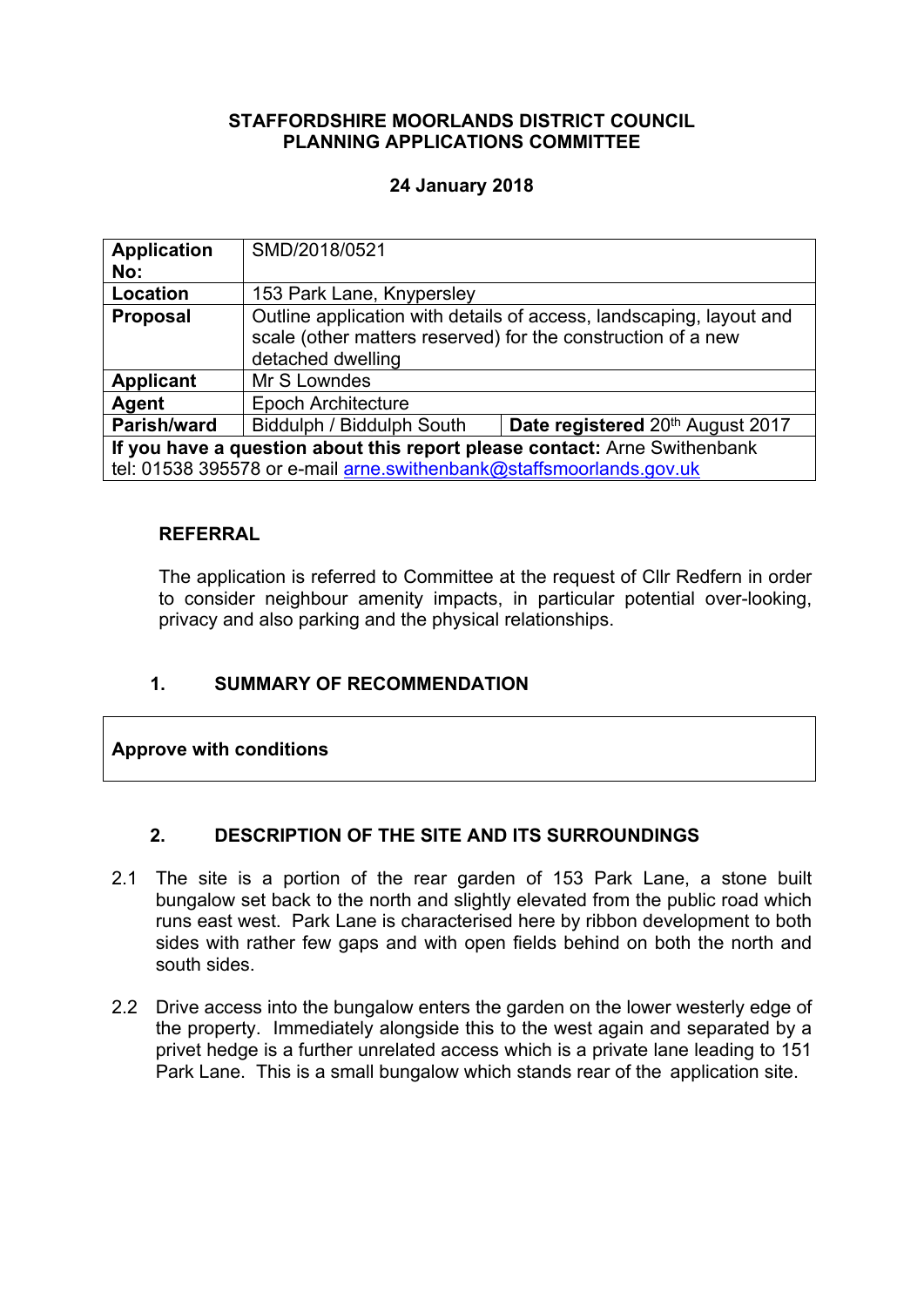**STAFFORDSHIRE MOORLANDS DISTRICT COUNCIL**
**PLANNING APPLICATIONS COMMITTEE**

**24 January 2018**

| | | |
|---|---|---|
| **Application No:** | SMD/2018/0521 | |
| **Location** | 153 Park Lane, Knypersley | |
| **Proposal** | Outline application with details of access, landscaping, layout and scale (other matters reserved) for the construction of a new detached dwelling | |
| **Applicant** | Mr S Lowndes | |
| **Agent** | Epoch Architecture | |
| **Parish/ward** | Biddulph / Biddulph South | **Date registered** 20th August 2017 |
| **If you have a question about this report please contact:** Arne Swithenbank tel: 01538 395578 or e-mail arne.swithenbank@staffsmoorlands.gov.uk | | |

**REFERRAL**

The application is referred to Committee at the request of Cllr Redfern in order to consider neighbour amenity impacts, in particular potential over-looking, privacy and also parking and the physical relationships.

## 1. SUMMARY OF RECOMMENDATION

**Approve with conditions**

## 2. DESCRIPTION OF THE SITE AND ITS SURROUNDINGS

2.1 The site is a portion of the rear garden of 153 Park Lane, a stone built bungalow set back to the north and slightly elevated from the public road which runs east west. Park Lane is characterised here by ribbon development to both sides with rather few gaps and with open fields behind on both the north and south sides.

2.2 Drive access into the bungalow enters the garden on the lower westerly edge of the property. Immediately alongside this to the west again and separated by a privet hedge is a further unrelated access which is a private lane leading to 151 Park Lane. This is a small bungalow which stands rear of the application site.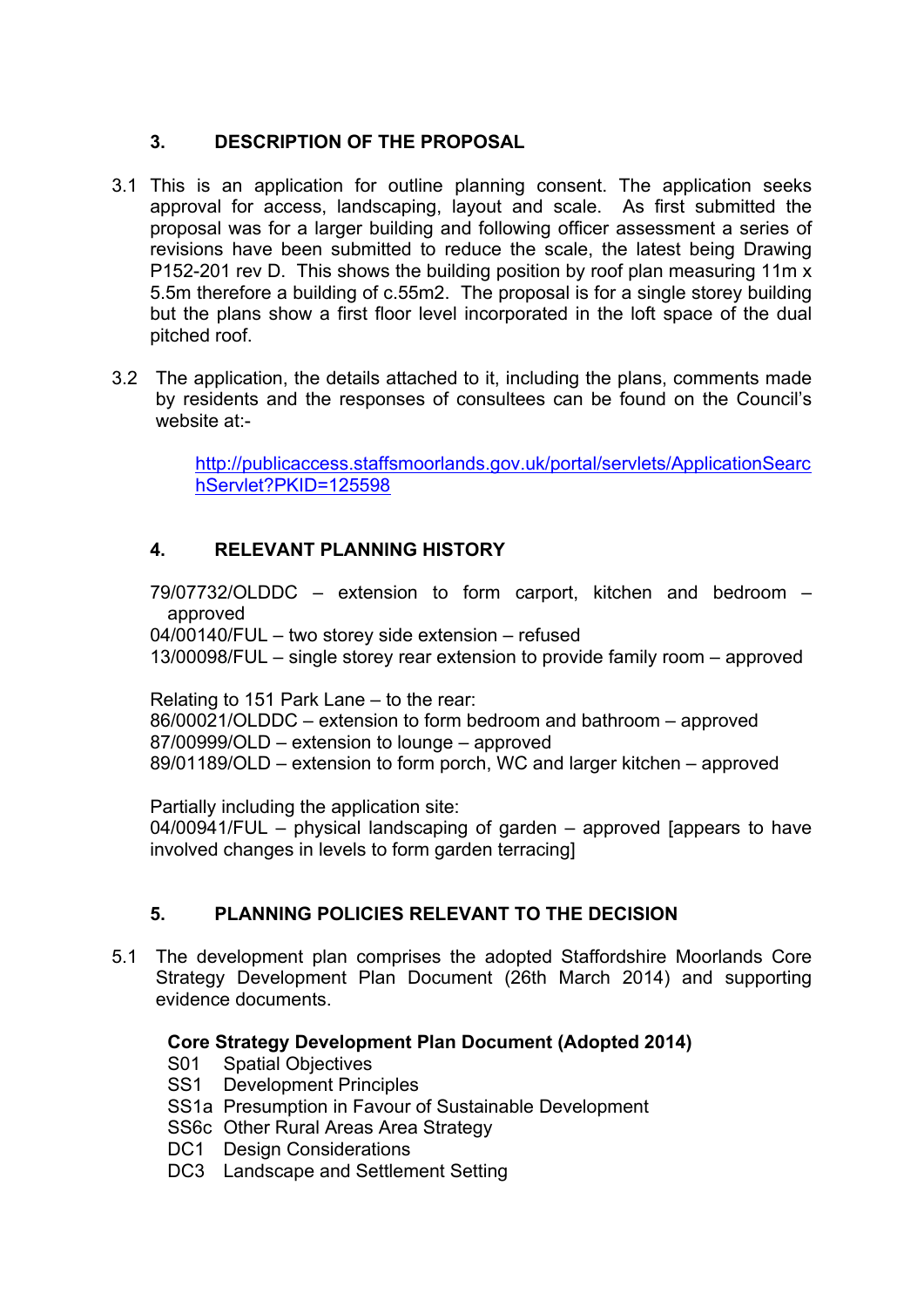## 3. DESCRIPTION OF THE PROPOSAL

3.1 This is an application for outline planning consent. The application seeks approval for access, landscaping, layout and scale. As first submitted the proposal was for a larger building and following officer assessment a series of revisions have been submitted to reduce the scale, the latest being Drawing P152-201 rev D. This shows the building position by roof plan measuring 11m x 5.5m therefore a building of c.55m2. The proposal is for a single storey building but the plans show a first floor level incorporated in the loft space of the dual pitched roof.

3.2 The application, the details attached to it, including the plans, comments made by residents and the responses of consultees can be found on the Council's website at:-

> http://publicaccess.staffsmoorlands.gov.uk/portal/servlets/ApplicationSearchServlet?PKID=125598

## 4. RELEVANT PLANNING HISTORY

79/07732/OLDDC – extension to form carport, kitchen and bedroom – approved
04/00140/FUL – two storey side extension – refused
13/00098/FUL – single storey rear extension to provide family room – approved

Relating to 151 Park Lane – to the rear:
86/00021/OLDDC – extension to form bedroom and bathroom – approved
87/00999/OLD – extension to lounge – approved
89/01189/OLD – extension to form porch, WC and larger kitchen – approved

Partially including the application site:
04/00941/FUL – physical landscaping of garden – approved [appears to have involved changes in levels to form garden terracing]

## 5. PLANNING POLICIES RELEVANT TO THE DECISION

5.1 The development plan comprises the adopted Staffordshire Moorlands Core Strategy Development Plan Document (26th March 2014) and supporting evidence documents.

**Core Strategy Development Plan Document (Adopted 2014)**

- S01 Spatial Objectives
- SS1 Development Principles
- SS1a Presumption in Favour of Sustainable Development
- SS6c Other Rural Areas Area Strategy
- DC1 Design Considerations
- DC3 Landscape and Settlement Setting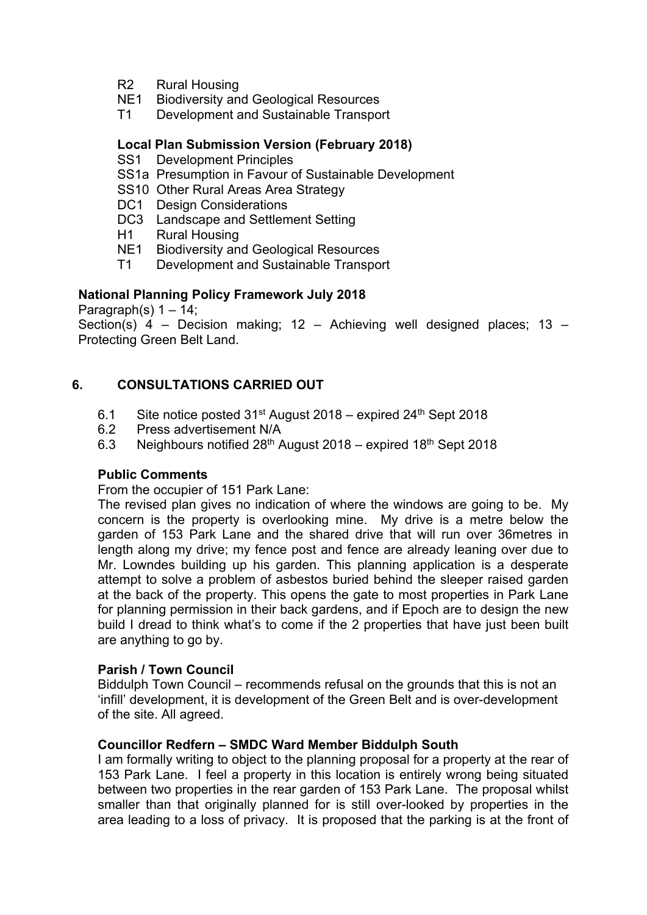- R2 Rural Housing
- NE1 Biodiversity and Geological Resources
- T1 Development and Sustainable Transport

**Local Plan Submission Version (February 2018)**

- SS1 Development Principles
- SS1a Presumption in Favour of Sustainable Development
- SS10 Other Rural Areas Area Strategy
- DC1 Design Considerations
- DC3 Landscape and Settlement Setting
- H1 Rural Housing
- NE1 Biodiversity and Geological Resources
- T1 Development and Sustainable Transport

**National Planning Policy Framework July 2018**

Paragraph(s) 1 – 14;
Section(s) 4 – Decision making; 12 – Achieving well designed places; 13 – Protecting Green Belt Land.

## 6. CONSULTATIONS CARRIED OUT

6.1 Site notice posted 31st August 2018 – expired 24th Sept 2018
6.2 Press advertisement N/A
6.3 Neighbours notified 28th August 2018 – expired 18th Sept 2018

**Public Comments**

From the occupier of 151 Park Lane:
The revised plan gives no indication of where the windows are going to be. My concern is the property is overlooking mine. My drive is a metre below the garden of 153 Park Lane and the shared drive that will run over 36metres in length along my drive; my fence post and fence are already leaning over due to Mr. Lowndes building up his garden. This planning application is a desperate attempt to solve a problem of asbestos buried behind the sleeper raised garden at the back of the property. This opens the gate to most properties in Park Lane for planning permission in their back gardens, and if Epoch are to design the new build I dread to think what's to come if the 2 properties that have just been built are anything to go by.

**Parish / Town Council**

Biddulph Town Council – recommends refusal on the grounds that this is not an 'infill' development, it is development of the Green Belt and is over-development of the site. All agreed.

**Councillor Redfern – SMDC Ward Member Biddulph South**

I am formally writing to object to the planning proposal for a property at the rear of 153 Park Lane. I feel a property in this location is entirely wrong being situated between two properties in the rear garden of 153 Park Lane. The proposal whilst smaller than that originally planned for is still over-looked by properties in the area leading to a loss of privacy. It is proposed that the parking is at the front of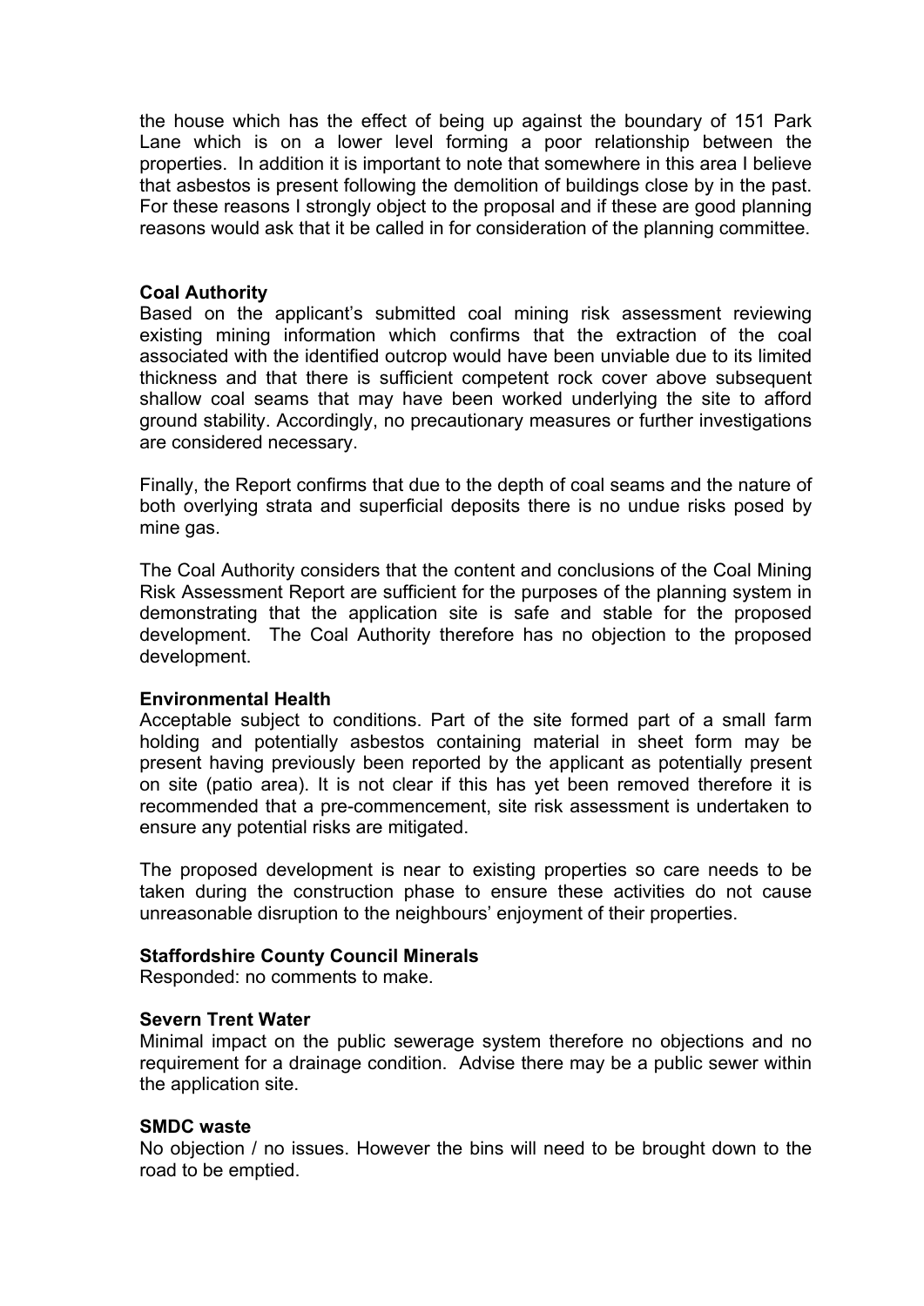the house which has the effect of being up against the boundary of 151 Park Lane which is on a lower level forming a poor relationship between the properties. In addition it is important to note that somewhere in this area I believe that asbestos is present following the demolition of buildings close by in the past. For these reasons I strongly object to the proposal and if these are good planning reasons would ask that it be called in for consideration of the planning committee.

**Coal Authority**
Based on the applicant's submitted coal mining risk assessment reviewing existing mining information which confirms that the extraction of the coal associated with the identified outcrop would have been unviable due to its limited thickness and that there is sufficient competent rock cover above subsequent shallow coal seams that may have been worked underlying the site to afford ground stability. Accordingly, no precautionary measures or further investigations are considered necessary.

Finally, the Report confirms that due to the depth of coal seams and the nature of both overlying strata and superficial deposits there is no undue risks posed by mine gas.

The Coal Authority considers that the content and conclusions of the Coal Mining Risk Assessment Report are sufficient for the purposes of the planning system in demonstrating that the application site is safe and stable for the proposed development. The Coal Authority therefore has no objection to the proposed development.

**Environmental Health**
Acceptable subject to conditions. Part of the site formed part of a small farm holding and potentially asbestos containing material in sheet form may be present having previously been reported by the applicant as potentially present on site (patio area). It is not clear if this has yet been removed therefore it is recommended that a pre-commencement, site risk assessment is undertaken to ensure any potential risks are mitigated.

The proposed development is near to existing properties so care needs to be taken during the construction phase to ensure these activities do not cause unreasonable disruption to the neighbours' enjoyment of their properties.

**Staffordshire County Council Minerals**
Responded: no comments to make.

**Severn Trent Water**
Minimal impact on the public sewerage system therefore no objections and no requirement for a drainage condition. Advise there may be a public sewer within the application site.

**SMDC waste**
No objection / no issues. However the bins will need to be brought down to the road to be emptied.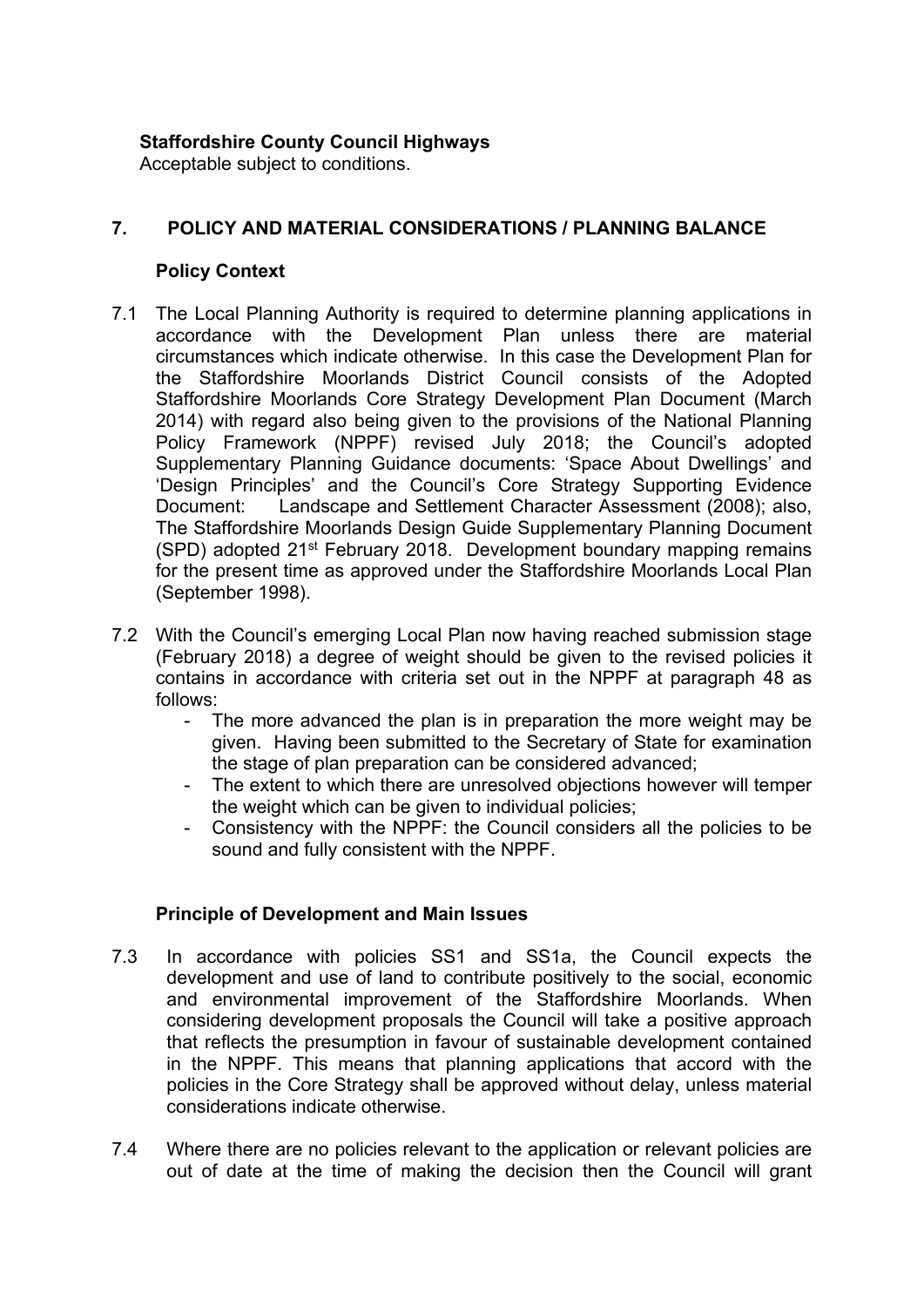**Staffordshire County Council Highways**

Acceptable subject to conditions.

## 7. POLICY AND MATERIAL CONSIDERATIONS / PLANNING BALANCE

### Policy Context

7.1 The Local Planning Authority is required to determine planning applications in accordance with the Development Plan unless there are material circumstances which indicate otherwise. In this case the Development Plan for the Staffordshire Moorlands District Council consists of the Adopted Staffordshire Moorlands Core Strategy Development Plan Document (March 2014) with regard also being given to the provisions of the National Planning Policy Framework (NPPF) revised July 2018; the Council's adopted Supplementary Planning Guidance documents: 'Space About Dwellings' and 'Design Principles' and the Council's Core Strategy Supporting Evidence Document: Landscape and Settlement Character Assessment (2008); also, The Staffordshire Moorlands Design Guide Supplementary Planning Document (SPD) adopted 21st February 2018. Development boundary mapping remains for the present time as approved under the Staffordshire Moorlands Local Plan (September 1998).

7.2 With the Council's emerging Local Plan now having reached submission stage (February 2018) a degree of weight should be given to the revised policies it contains in accordance with criteria set out in the NPPF at paragraph 48 as follows:

- The more advanced the plan is in preparation the more weight may be given. Having been submitted to the Secretary of State for examination the stage of plan preparation can be considered advanced;
- The extent to which there are unresolved objections however will temper the weight which can be given to individual policies;
- Consistency with the NPPF: the Council considers all the policies to be sound and fully consistent with the NPPF.

### Principle of Development and Main Issues

7.3 In accordance with policies SS1 and SS1a, the Council expects the development and use of land to contribute positively to the social, economic and environmental improvement of the Staffordshire Moorlands. When considering development proposals the Council will take a positive approach that reflects the presumption in favour of sustainable development contained in the NPPF. This means that planning applications that accord with the policies in the Core Strategy shall be approved without delay, unless material considerations indicate otherwise.

7.4 Where there are no policies relevant to the application or relevant policies are out of date at the time of making the decision then the Council will grant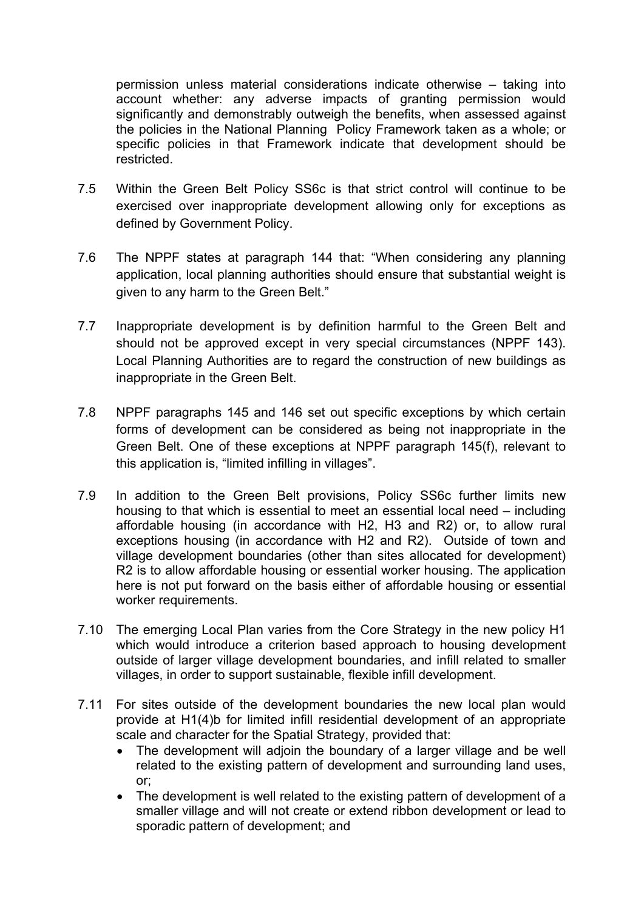permission unless material considerations indicate otherwise – taking into account whether: any adverse impacts of granting permission would significantly and demonstrably outweigh the benefits, when assessed against the policies in the National Planning Policy Framework taken as a whole; or specific policies in that Framework indicate that development should be restricted.

7.5 Within the Green Belt Policy SS6c is that strict control will continue to be exercised over inappropriate development allowing only for exceptions as defined by Government Policy.

7.6 The NPPF states at paragraph 144 that: "When considering any planning application, local planning authorities should ensure that substantial weight is given to any harm to the Green Belt."

7.7 Inappropriate development is by definition harmful to the Green Belt and should not be approved except in very special circumstances (NPPF 143). Local Planning Authorities are to regard the construction of new buildings as inappropriate in the Green Belt.

7.8 NPPF paragraphs 145 and 146 set out specific exceptions by which certain forms of development can be considered as being not inappropriate in the Green Belt. One of these exceptions at NPPF paragraph 145(f), relevant to this application is, "limited infilling in villages".

7.9 In addition to the Green Belt provisions, Policy SS6c further limits new housing to that which is essential to meet an essential local need – including affordable housing (in accordance with H2, H3 and R2) or, to allow rural exceptions housing (in accordance with H2 and R2). Outside of town and village development boundaries (other than sites allocated for development) R2 is to allow affordable housing or essential worker housing. The application here is not put forward on the basis either of affordable housing or essential worker requirements.

7.10 The emerging Local Plan varies from the Core Strategy in the new policy H1 which would introduce a criterion based approach to housing development outside of larger village development boundaries, and infill related to smaller villages, in order to support sustainable, flexible infill development.

7.11 For sites outside of the development boundaries the new local plan would provide at H1(4)b for limited infill residential development of an appropriate scale and character for the Spatial Strategy, provided that:

- The development will adjoin the boundary of a larger village and be well related to the existing pattern of development and surrounding land uses, or;
- The development is well related to the existing pattern of development of a smaller village and will not create or extend ribbon development or lead to sporadic pattern of development; and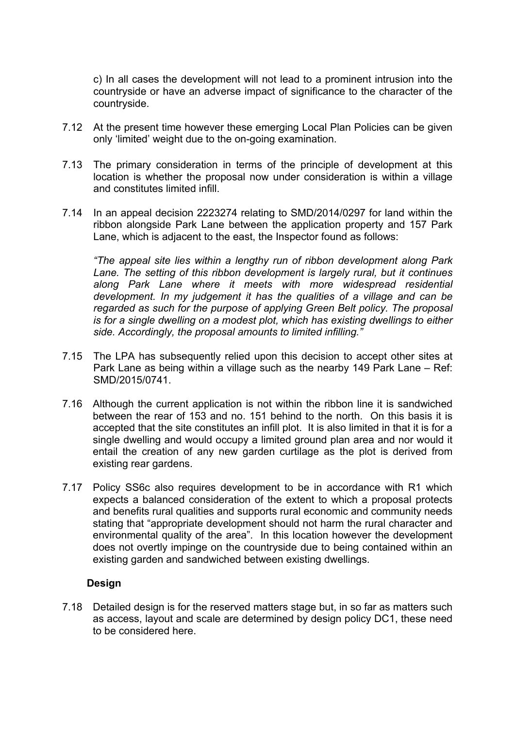c) In all cases the development will not lead to a prominent intrusion into the countryside or have an adverse impact of significance to the character of the countryside.

7.12 At the present time however these emerging Local Plan Policies can be given only 'limited' weight due to the on-going examination.

7.13 The primary consideration in terms of the principle of development at this location is whether the proposal now under consideration is within a village and constitutes limited infill.

7.14 In an appeal decision 2223274 relating to SMD/2014/0297 for land within the ribbon alongside Park Lane between the application property and 157 Park Lane, which is adjacent to the east, the Inspector found as follows:

*"The appeal site lies within a lengthy run of ribbon development along Park Lane. The setting of this ribbon development is largely rural, but it continues along Park Lane where it meets with more widespread residential development. In my judgement it has the qualities of a village and can be regarded as such for the purpose of applying Green Belt policy. The proposal is for a single dwelling on a modest plot, which has existing dwellings to either side. Accordingly, the proposal amounts to limited infilling."*

7.15 The LPA has subsequently relied upon this decision to accept other sites at Park Lane as being within a village such as the nearby 149 Park Lane – Ref: SMD/2015/0741.

7.16 Although the current application is not within the ribbon line it is sandwiched between the rear of 153 and no. 151 behind to the north. On this basis it is accepted that the site constitutes an infill plot. It is also limited in that it is for a single dwelling and would occupy a limited ground plan area and nor would it entail the creation of any new garden curtilage as the plot is derived from existing rear gardens.

7.17 Policy SS6c also requires development to be in accordance with R1 which expects a balanced consideration of the extent to which a proposal protects and benefits rural qualities and supports rural economic and community needs stating that "appropriate development should not harm the rural character and environmental quality of the area". In this location however the development does not overtly impinge on the countryside due to being contained within an existing garden and sandwiched between existing dwellings.

**Design**

7.18 Detailed design is for the reserved matters stage but, in so far as matters such as access, layout and scale are determined by design policy DC1, these need to be considered here.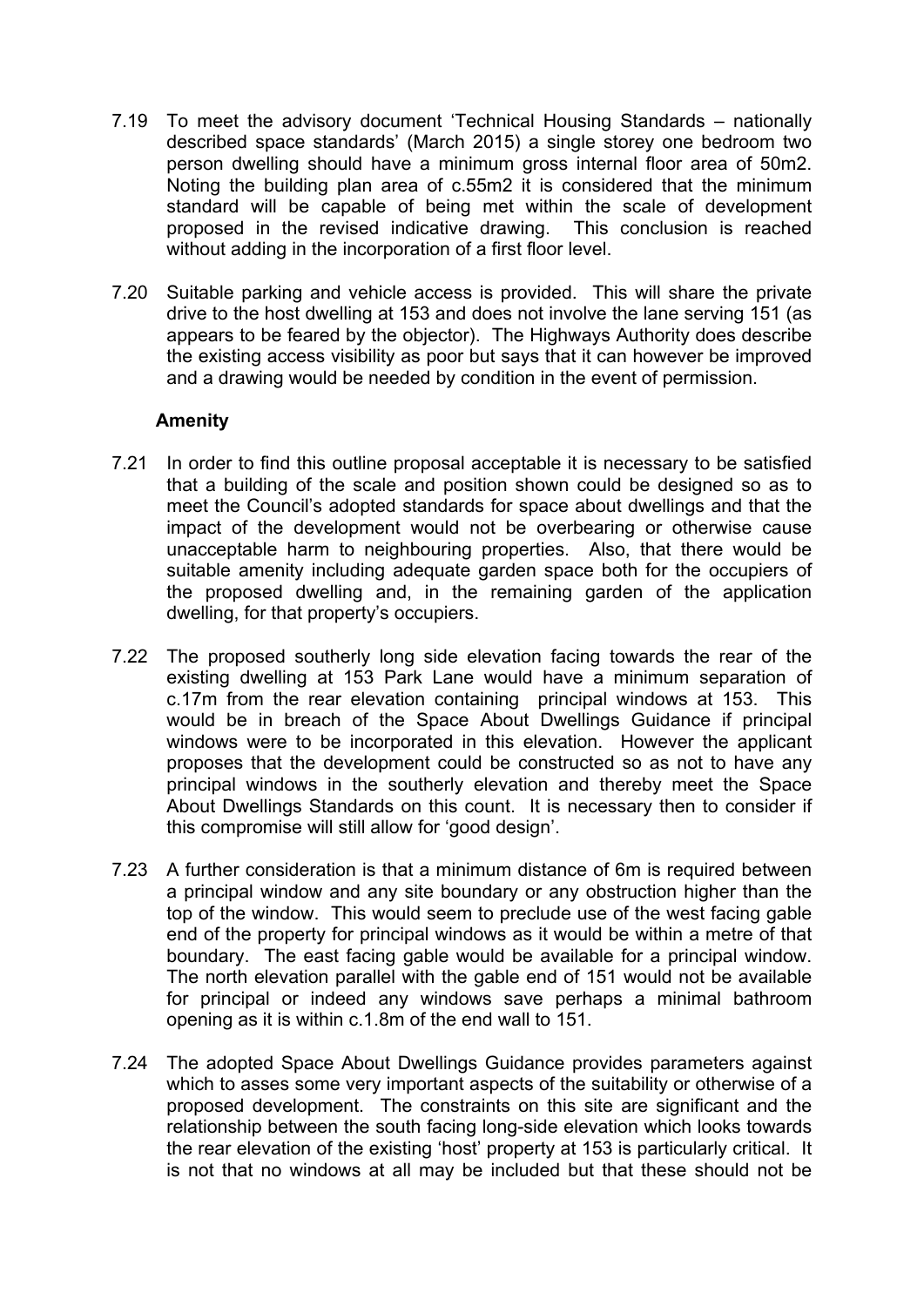7.19 To meet the advisory document 'Technical Housing Standards – nationally described space standards' (March 2015) a single storey one bedroom two person dwelling should have a minimum gross internal floor area of 50m2. Noting the building plan area of c.55m2 it is considered that the minimum standard will be capable of being met within the scale of development proposed in the revised indicative drawing. This conclusion is reached without adding in the incorporation of a first floor level.

7.20 Suitable parking and vehicle access is provided. This will share the private drive to the host dwelling at 153 and does not involve the lane serving 151 (as appears to be feared by the objector). The Highways Authority does describe the existing access visibility as poor but says that it can however be improved and a drawing would be needed by condition in the event of permission.

**Amenity**

7.21 In order to find this outline proposal acceptable it is necessary to be satisfied that a building of the scale and position shown could be designed so as to meet the Council's adopted standards for space about dwellings and that the impact of the development would not be overbearing or otherwise cause unacceptable harm to neighbouring properties. Also, that there would be suitable amenity including adequate garden space both for the occupiers of the proposed dwelling and, in the remaining garden of the application dwelling, for that property's occupiers.

7.22 The proposed southerly long side elevation facing towards the rear of the existing dwelling at 153 Park Lane would have a minimum separation of c.17m from the rear elevation containing principal windows at 153. This would be in breach of the Space About Dwellings Guidance if principal windows were to be incorporated in this elevation. However the applicant proposes that the development could be constructed so as not to have any principal windows in the southerly elevation and thereby meet the Space About Dwellings Standards on this count. It is necessary then to consider if this compromise will still allow for 'good design'.

7.23 A further consideration is that a minimum distance of 6m is required between a principal window and any site boundary or any obstruction higher than the top of the window. This would seem to preclude use of the west facing gable end of the property for principal windows as it would be within a metre of that boundary. The east facing gable would be available for a principal window. The north elevation parallel with the gable end of 151 would not be available for principal or indeed any windows save perhaps a minimal bathroom opening as it is within c.1.8m of the end wall to 151.

7.24 The adopted Space About Dwellings Guidance provides parameters against which to asses some very important aspects of the suitability or otherwise of a proposed development. The constraints on this site are significant and the relationship between the south facing long-side elevation which looks towards the rear elevation of the existing 'host' property at 153 is particularly critical. It is not that no windows at all may be included but that these should not be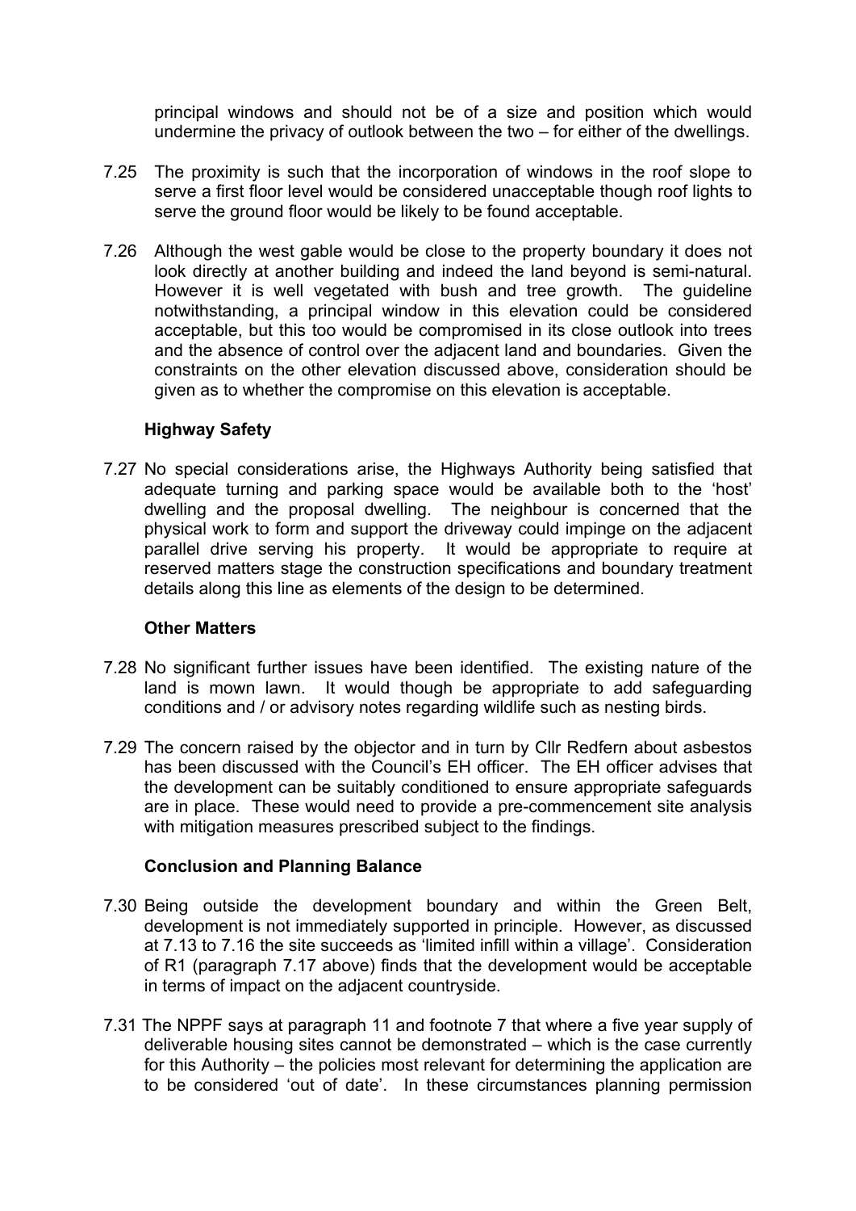principal windows and should not be of a size and position which would undermine the privacy of outlook between the two – for either of the dwellings.

7.25 The proximity is such that the incorporation of windows in the roof slope to serve a first floor level would be considered unacceptable though roof lights to serve the ground floor would be likely to be found acceptable.

7.26 Although the west gable would be close to the property boundary it does not look directly at another building and indeed the land beyond is semi-natural. However it is well vegetated with bush and tree growth. The guideline notwithstanding, a principal window in this elevation could be considered acceptable, but this too would be compromised in its close outlook into trees and the absence of control over the adjacent land and boundaries. Given the constraints on the other elevation discussed above, consideration should be given as to whether the compromise on this elevation is acceptable.

**Highway Safety**

7.27 No special considerations arise, the Highways Authority being satisfied that adequate turning and parking space would be available both to the 'host' dwelling and the proposal dwelling. The neighbour is concerned that the physical work to form and support the driveway could impinge on the adjacent parallel drive serving his property. It would be appropriate to require at reserved matters stage the construction specifications and boundary treatment details along this line as elements of the design to be determined.

**Other Matters**

7.28 No significant further issues have been identified. The existing nature of the land is mown lawn. It would though be appropriate to add safeguarding conditions and / or advisory notes regarding wildlife such as nesting birds.

7.29 The concern raised by the objector and in turn by Cllr Redfern about asbestos has been discussed with the Council's EH officer. The EH officer advises that the development can be suitably conditioned to ensure appropriate safeguards are in place. These would need to provide a pre-commencement site analysis with mitigation measures prescribed subject to the findings.

**Conclusion and Planning Balance**

7.30 Being outside the development boundary and within the Green Belt, development is not immediately supported in principle. However, as discussed at 7.13 to 7.16 the site succeeds as 'limited infill within a village'. Consideration of R1 (paragraph 7.17 above) finds that the development would be acceptable in terms of impact on the adjacent countryside.

7.31 The NPPF says at paragraph 11 and footnote 7 that where a five year supply of deliverable housing sites cannot be demonstrated – which is the case currently for this Authority – the policies most relevant for determining the application are to be considered 'out of date'. In these circumstances planning permission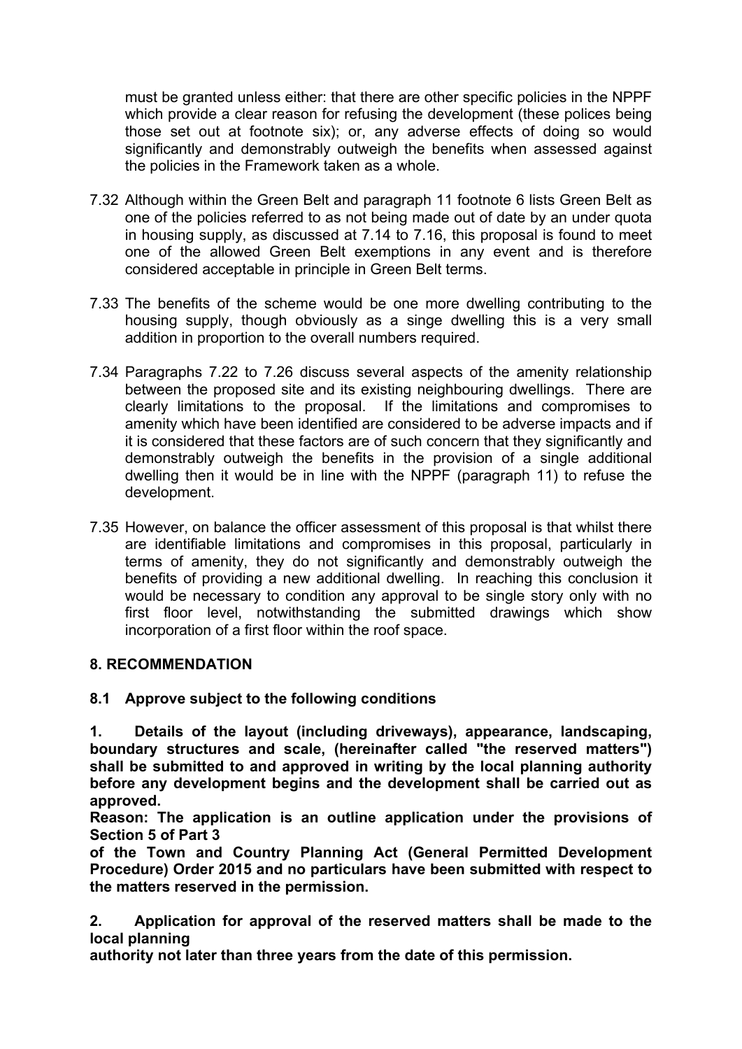must be granted unless either: that there are other specific policies in the NPPF which provide a clear reason for refusing the development (these polices being those set out at footnote six); or, any adverse effects of doing so would significantly and demonstrably outweigh the benefits when assessed against the policies in the Framework taken as a whole.

7.32 Although within the Green Belt and paragraph 11 footnote 6 lists Green Belt as one of the policies referred to as not being made out of date by an under quota in housing supply, as discussed at 7.14 to 7.16, this proposal is found to meet one of the allowed Green Belt exemptions in any event and is therefore considered acceptable in principle in Green Belt terms.

7.33 The benefits of the scheme would be one more dwelling contributing to the housing supply, though obviously as a singe dwelling this is a very small addition in proportion to the overall numbers required.

7.34 Paragraphs 7.22 to 7.26 discuss several aspects of the amenity relationship between the proposed site and its existing neighbouring dwellings. There are clearly limitations to the proposal. If the limitations and compromises to amenity which have been identified are considered to be adverse impacts and if it is considered that these factors are of such concern that they significantly and demonstrably outweigh the benefits in the provision of a single additional dwelling then it would be in line with the NPPF (paragraph 11) to refuse the development.

7.35 However, on balance the officer assessment of this proposal is that whilst there are identifiable limitations and compromises in this proposal, particularly in terms of amenity, they do not significantly and demonstrably outweigh the benefits of providing a new additional dwelling. In reaching this conclusion it would be necessary to condition any approval to be single story only with no first floor level, notwithstanding the submitted drawings which show incorporation of a first floor within the roof space.

## 8. RECOMMENDATION

**8.1 Approve subject to the following conditions**

**1. Details of the layout (including driveways), appearance, landscaping, boundary structures and scale, (hereinafter called "the reserved matters") shall be submitted to and approved in writing by the local planning authority before any development begins and the development shall be carried out as approved.**

**Reason: The application is an outline application under the provisions of Section 5 of Part 3 of the Town and Country Planning Act (General Permitted Development Procedure) Order 2015 and no particulars have been submitted with respect to the matters reserved in the permission.**

**2. Application for approval of the reserved matters shall be made to the local planning authority not later than three years from the date of this permission.**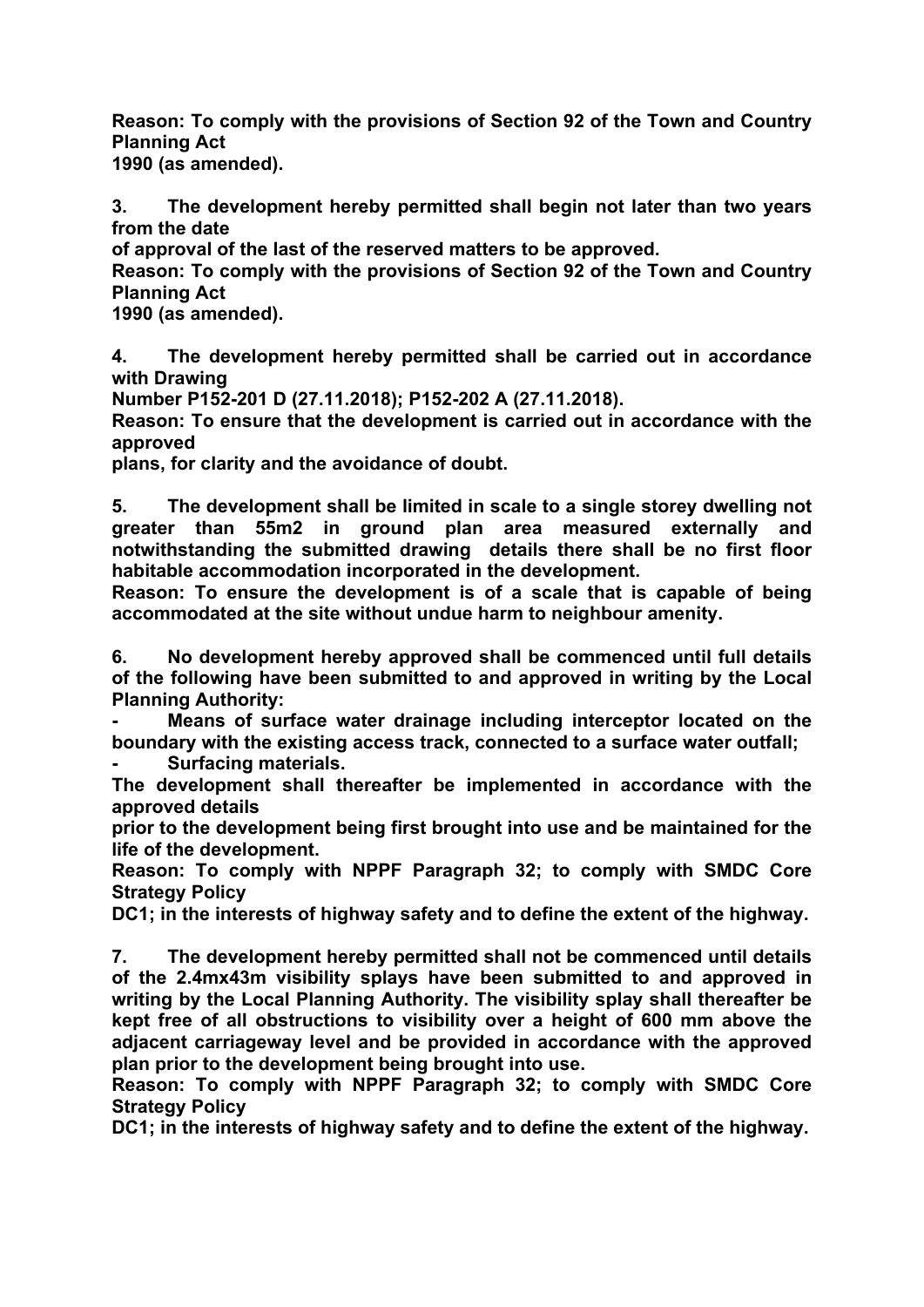**Reason: To comply with the provisions of Section 92 of the Town and Country Planning Act 1990 (as amended).**

**3. The development hereby permitted shall begin not later than two years from the date of approval of the last of the reserved matters to be approved.**
**Reason: To comply with the provisions of Section 92 of the Town and Country Planning Act 1990 (as amended).**

**4. The development hereby permitted shall be carried out in accordance with Drawing Number P152-201 D (27.11.2018); P152-202 A (27.11.2018).**
**Reason: To ensure that the development is carried out in accordance with the approved plans, for clarity and the avoidance of doubt.**

**5. The development shall be limited in scale to a single storey dwelling not greater than 55m2 in ground plan area measured externally and notwithstanding the submitted drawing details there shall be no first floor habitable accommodation incorporated in the development.**
**Reason: To ensure the development is of a scale that is capable of being accommodated at the site without undue harm to neighbour amenity.**

**6. No development hereby approved shall be commenced until full details of the following have been submitted to and approved in writing by the Local Planning Authority:**

- **Means of surface water drainage including interceptor located on the boundary with the existing access track, connected to a surface water outfall;**
- **Surfacing materials.**

**The development shall thereafter be implemented in accordance with the approved details prior to the development being first brought into use and be maintained for the life of the development.**
**Reason: To comply with NPPF Paragraph 32; to comply with SMDC Core Strategy Policy DC1; in the interests of highway safety and to define the extent of the highway.**

**7. The development hereby permitted shall not be commenced until details of the 2.4mx43m visibility splays have been submitted to and approved in writing by the Local Planning Authority. The visibility splay shall thereafter be kept free of all obstructions to visibility over a height of 600 mm above the adjacent carriageway level and be provided in accordance with the approved plan prior to the development being brought into use.**
**Reason: To comply with NPPF Paragraph 32; to comply with SMDC Core Strategy Policy DC1; in the interests of highway safety and to define the extent of the highway.**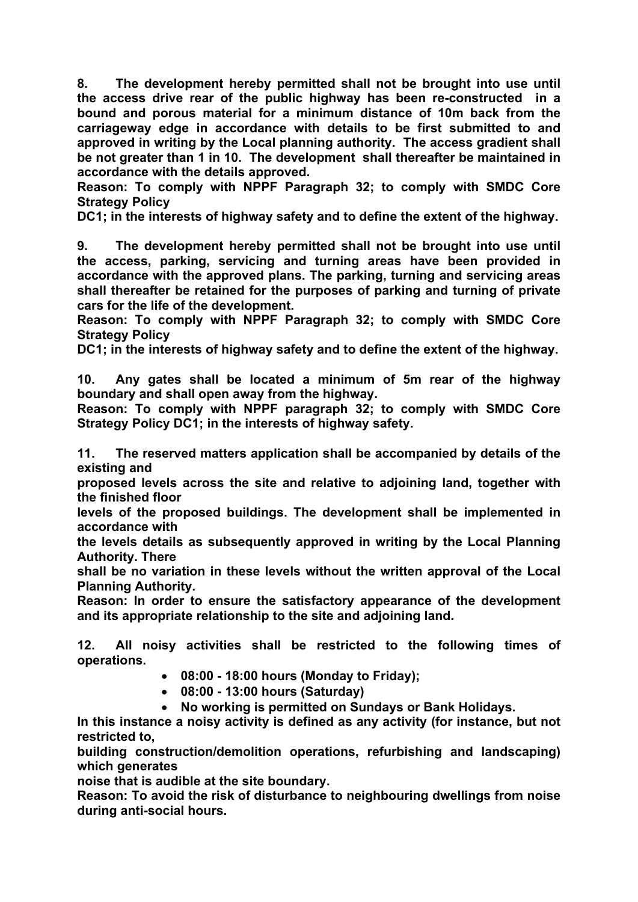**8. The development hereby permitted shall not be brought into use until the access drive rear of the public highway has been re-constructed in a bound and porous material for a minimum distance of 10m back from the carriageway edge in accordance with details to be first submitted to and approved in writing by the Local planning authority. The access gradient shall be not greater than 1 in 10. The development shall thereafter be maintained in accordance with the details approved.**

**Reason: To comply with NPPF Paragraph 32; to comply with SMDC Core Strategy Policy DC1; in the interests of highway safety and to define the extent of the highway.**

**9. The development hereby permitted shall not be brought into use until the access, parking, servicing and turning areas have been provided in accordance with the approved plans. The parking, turning and servicing areas shall thereafter be retained for the purposes of parking and turning of private cars for the life of the development.**

**Reason: To comply with NPPF Paragraph 32; to comply with SMDC Core Strategy Policy DC1; in the interests of highway safety and to define the extent of the highway.**

**10. Any gates shall be located a minimum of 5m rear of the highway boundary and shall open away from the highway.**

**Reason: To comply with NPPF paragraph 32; to comply with SMDC Core Strategy Policy DC1; in the interests of highway safety.**

**11. The reserved matters application shall be accompanied by details of the existing and proposed levels across the site and relative to adjoining land, together with the finished floor levels of the proposed buildings. The development shall be implemented in accordance with the levels details as subsequently approved in writing by the Local Planning Authority. There shall be no variation in these levels without the written approval of the Local Planning Authority.**

**Reason: In order to ensure the satisfactory appearance of the development and its appropriate relationship to the site and adjoining land.**

**12. All noisy activities shall be restricted to the following times of operations.**

- **08:00 - 18:00 hours (Monday to Friday);**
- **08:00 - 13:00 hours (Saturday)**
- **No working is permitted on Sundays or Bank Holidays.**

**In this instance a noisy activity is defined as any activity (for instance, but not restricted to, building construction/demolition operations, refurbishing and landscaping) which generates noise that is audible at the site boundary.**

**Reason: To avoid the risk of disturbance to neighbouring dwellings from noise during anti-social hours.**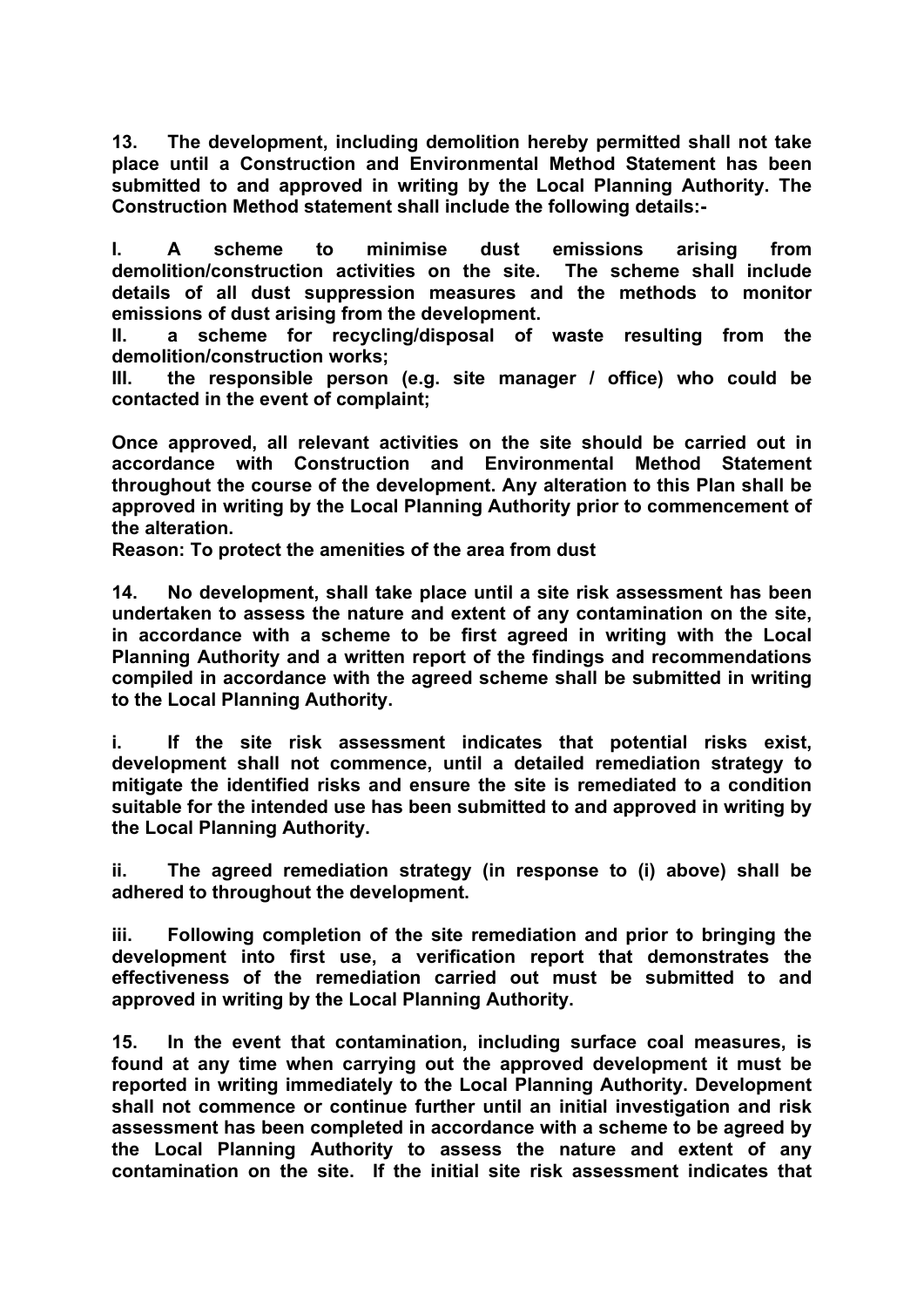**13. The development, including demolition hereby permitted shall not take place until a Construction and Environmental Method Statement has been submitted to and approved in writing by the Local Planning Authority. The Construction Method statement shall include the following details:-**

**I. A scheme to minimise dust emissions arising from demolition/construction activities on the site. The scheme shall include details of all dust suppression measures and the methods to monitor emissions of dust arising from the development.**
**II. a scheme for recycling/disposal of waste resulting from the demolition/construction works;**
**III. the responsible person (e.g. site manager / office) who could be contacted in the event of complaint;**

**Once approved, all relevant activities on the site should be carried out in accordance with Construction and Environmental Method Statement throughout the course of the development. Any alteration to this Plan shall be approved in writing by the Local Planning Authority prior to commencement of the alteration.**
**Reason: To protect the amenities of the area from dust**

**14. No development, shall take place until a site risk assessment has been undertaken to assess the nature and extent of any contamination on the site, in accordance with a scheme to be first agreed in writing with the Local Planning Authority and a written report of the findings and recommendations compiled in accordance with the agreed scheme shall be submitted in writing to the Local Planning Authority.**

**i. If the site risk assessment indicates that potential risks exist, development shall not commence, until a detailed remediation strategy to mitigate the identified risks and ensure the site is remediated to a condition suitable for the intended use has been submitted to and approved in writing by the Local Planning Authority.**

**ii. The agreed remediation strategy (in response to (i) above) shall be adhered to throughout the development.**

**iii. Following completion of the site remediation and prior to bringing the development into first use, a verification report that demonstrates the effectiveness of the remediation carried out must be submitted to and approved in writing by the Local Planning Authority.**

**15. In the event that contamination, including surface coal measures, is found at any time when carrying out the approved development it must be reported in writing immediately to the Local Planning Authority. Development shall not commence or continue further until an initial investigation and risk assessment has been completed in accordance with a scheme to be agreed by the Local Planning Authority to assess the nature and extent of any contamination on the site. If the initial site risk assessment indicates that**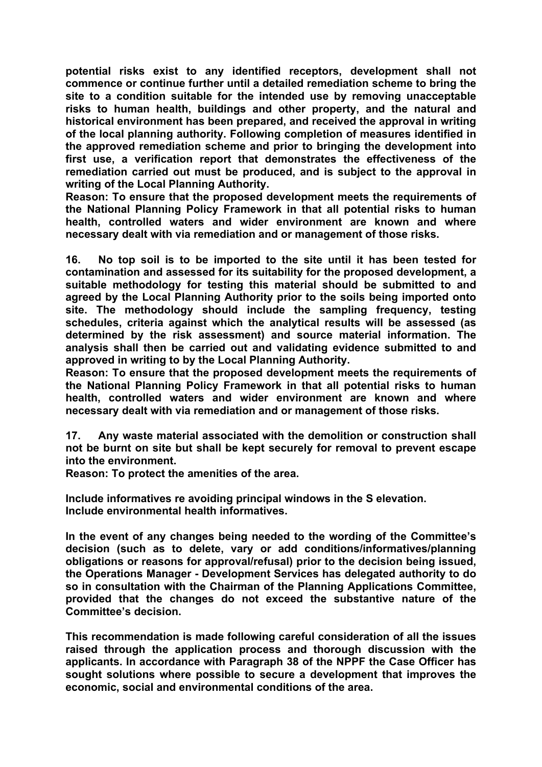**potential risks exist to any identified receptors, development shall not commence or continue further until a detailed remediation scheme to bring the site to a condition suitable for the intended use by removing unacceptable risks to human health, buildings and other property, and the natural and historical environment has been prepared, and received the approval in writing of the local planning authority. Following completion of measures identified in the approved remediation scheme and prior to bringing the development into first use, a verification report that demonstrates the effectiveness of the remediation carried out must be produced, and is subject to the approval in writing of the Local Planning Authority.**
**Reason: To ensure that the proposed development meets the requirements of the National Planning Policy Framework in that all potential risks to human health, controlled waters and wider environment are known and where necessary dealt with via remediation and or management of those risks.**

**16. No top soil is to be imported to the site until it has been tested for contamination and assessed for its suitability for the proposed development, a suitable methodology for testing this material should be submitted to and agreed by the Local Planning Authority prior to the soils being imported onto site. The methodology should include the sampling frequency, testing schedules, criteria against which the analytical results will be assessed (as determined by the risk assessment) and source material information. The analysis shall then be carried out and validating evidence submitted to and approved in writing to by the Local Planning Authority.**
**Reason: To ensure that the proposed development meets the requirements of the National Planning Policy Framework in that all potential risks to human health, controlled waters and wider environment are known and where necessary dealt with via remediation and or management of those risks.**

**17. Any waste material associated with the demolition or construction shall not be burnt on site but shall be kept securely for removal to prevent escape into the environment.**
**Reason: To protect the amenities of the area.**

**Include informatives re avoiding principal windows in the S elevation.**
**Include environmental health informatives.**

**In the event of any changes being needed to the wording of the Committee's decision (such as to delete, vary or add conditions/informatives/planning obligations or reasons for approval/refusal) prior to the decision being issued, the Operations Manager - Development Services has delegated authority to do so in consultation with the Chairman of the Planning Applications Committee, provided that the changes do not exceed the substantive nature of the Committee's decision.**

**This recommendation is made following careful consideration of all the issues raised through the application process and thorough discussion with the applicants. In accordance with Paragraph 38 of the NPPF the Case Officer has sought solutions where possible to secure a development that improves the economic, social and environmental conditions of the area.**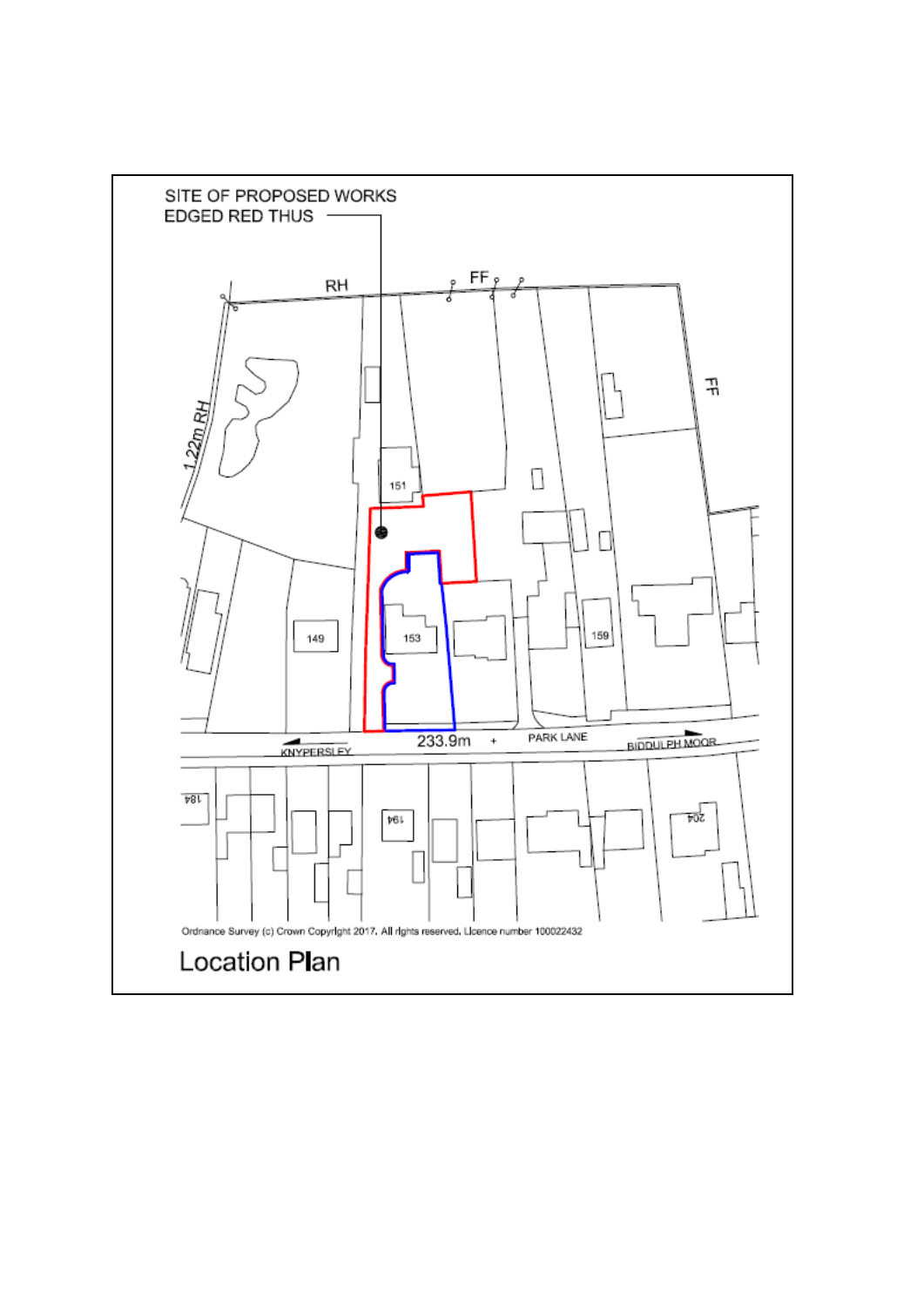SITE OF PROPOSED WORKS
EDGED RED THUS

RH

FF

FF

1.22m RH

151

149

153

159

233.9m

PARK LANE

KNYPERSLEY

BIDDULPH MOOR

184

194

204

Ordnance Survey (c) Crown Copyright 2017. All rights reserved. Licence number 100022432

Location Plan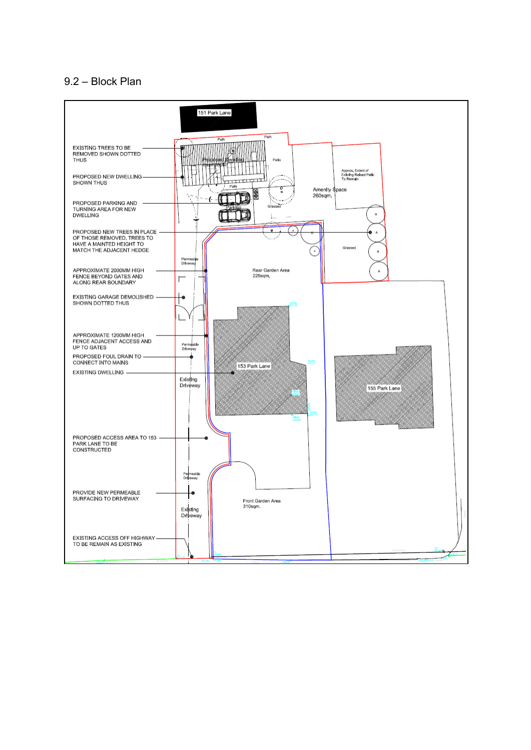## 9.2 – Block Plan

151 Park Lane

EXISTING TREES TO BE REMOVED SHOWN DOTTED THUS

PROPOSED NEW DWELLING SHOWN THUS

PROPOSED PARKING AND TURNING AREA FOR NEW DWELLING

PROPOSED NEW TREES IN PLACE OF THOSE REMOVED, TREES TO HAVE A MAINTED HEIGHT TO MATCH THE ADJACENT HEDGE

APPROXIMATE 2000MM HIGH FENCE BEYOND GATES AND ALONG REAR BOUNDARY

EXISTING GARAGE DEMOLISHED SHOWN DOTTED THUS

APPROXIMATE 1200MM HIGH FENCE ADJACENT ACCESS AND UP TO GATES

PROPOSED FOUL DRAIN TO CONNECT INTO MAINS

EXISTING DWELLING

PROPOSED ACCESS AREA TO 153 PARK LANE TO BE CONSTRUCTED

PROVIDE NEW PERMEABLE SURFACING TO DRIVEWAY

EXISTING ACCESS OFF HIGHWAY TO BE REMAIN AS EXISTING

Path

Path

Patio

Proposed Dwelling

Path

Parking

Grassed

Approx. Extent of Existing Raised Patio To Remain

Amenity Space 260sqm.

Grassed

Permeable Driveway

Rear Garden Area 225sqm.

Permeable Driveway

153 Park Lane

155 Park Lane

Existing Driveway

Permeable Driveway

Front Garden Area 310sqm.

Existing Driveway